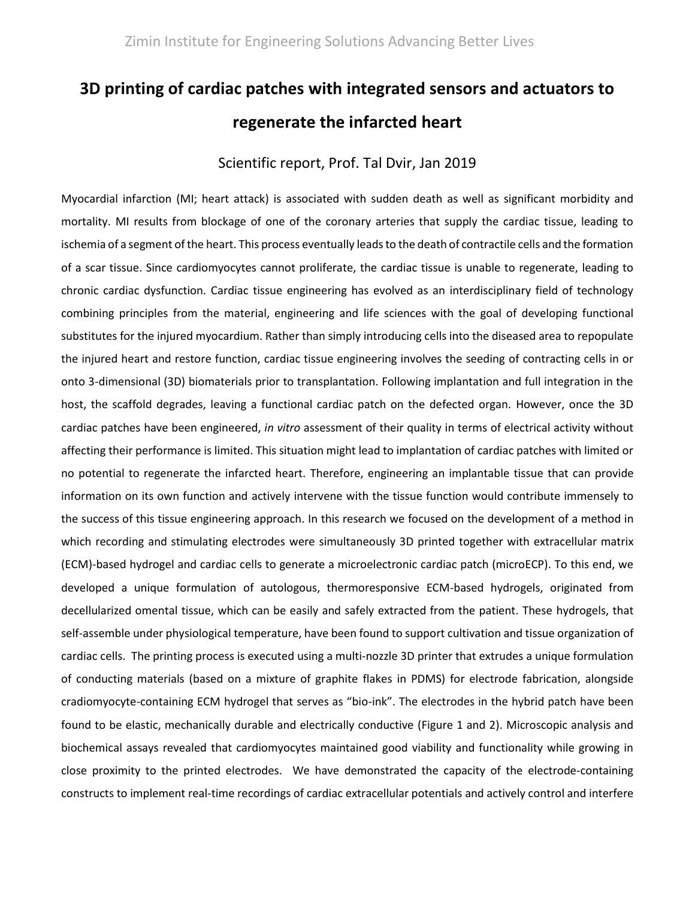Zimin Institute for Engineering Solutions Advancing Better Lives

# 3D printing of cardiac patches with integrated sensors and actuators to regenerate the infarcted heart

Scientific report, Prof. Tal Dvir, Jan 2019

Myocardial infarction (MI; heart attack) is associated with sudden death as well as significant morbidity and mortality. MI results from blockage of one of the coronary arteries that supply the cardiac tissue, leading to ischemia of a segment of the heart. This process eventually leads to the death of contractile cells and the formation of a scar tissue. Since cardiomyocytes cannot proliferate, the cardiac tissue is unable to regenerate, leading to chronic cardiac dysfunction. Cardiac tissue engineering has evolved as an interdisciplinary field of technology combining principles from the material, engineering and life sciences with the goal of developing functional substitutes for the injured myocardium. Rather than simply introducing cells into the diseased area to repopulate the injured heart and restore function, cardiac tissue engineering involves the seeding of contracting cells in or onto 3-dimensional (3D) biomaterials prior to transplantation. Following implantation and full integration in the host, the scaffold degrades, leaving a functional cardiac patch on the defected organ. However, once the 3D cardiac patches have been engineered, *in vitro* assessment of their quality in terms of electrical activity without affecting their performance is limited. This situation might lead to implantation of cardiac patches with limited or no potential to regenerate the infarcted heart. Therefore, engineering an implantable tissue that can provide information on its own function and actively intervene with the tissue function would contribute immensely to the success of this tissue engineering approach. In this research we focused on the development of a method in which recording and stimulating electrodes were simultaneously 3D printed together with extracellular matrix (ECM)-based hydrogel and cardiac cells to generate a microelectronic cardiac patch (microECP). To this end, we developed a unique formulation of autologous, thermoresponsive ECM-based hydrogels, originated from decellularized omental tissue, which can be easily and safely extracted from the patient. These hydrogels, that self-assemble under physiological temperature, have been found to support cultivation and tissue organization of cardiac cells. The printing process is executed using a multi-nozzle 3D printer that extrudes a unique formulation of conducting materials (based on a mixture of graphite flakes in PDMS) for electrode fabrication, alongside cradiomyocyte-containing ECM hydrogel that serves as "bio-ink". The electrodes in the hybrid patch have been found to be elastic, mechanically durable and electrically conductive (Figure 1 and 2). Microscopic analysis and biochemical assays revealed that cardiomyocytes maintained good viability and functionality while growing in close proximity to the printed electrodes. We have demonstrated the capacity of the electrode-containing constructs to implement real-time recordings of cardiac extracellular potentials and actively control and interfere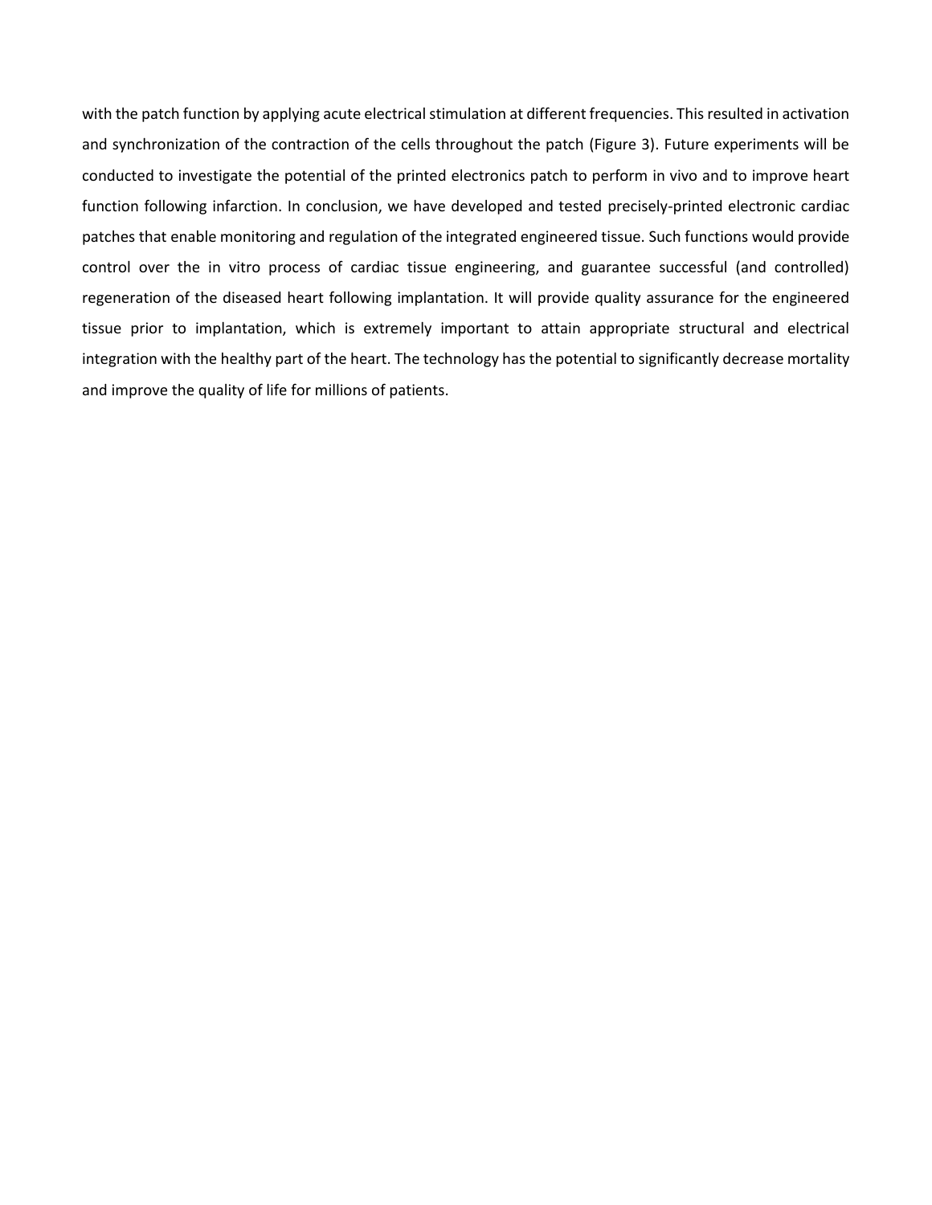with the patch function by applying acute electrical stimulation at different frequencies. This resulted in activation and synchronization of the contraction of the cells throughout the patch (Figure 3). Future experiments will be conducted to investigate the potential of the printed electronics patch to perform in vivo and to improve heart function following infarction. In conclusion, we have developed and tested precisely-printed electronic cardiac patches that enable monitoring and regulation of the integrated engineered tissue. Such functions would provide control over the in vitro process of cardiac tissue engineering, and guarantee successful (and controlled) regeneration of the diseased heart following implantation. It will provide quality assurance for the engineered tissue prior to implantation, which is extremely important to attain appropriate structural and electrical integration with the healthy part of the heart. The technology has the potential to significantly decrease mortality and improve the quality of life for millions of patients.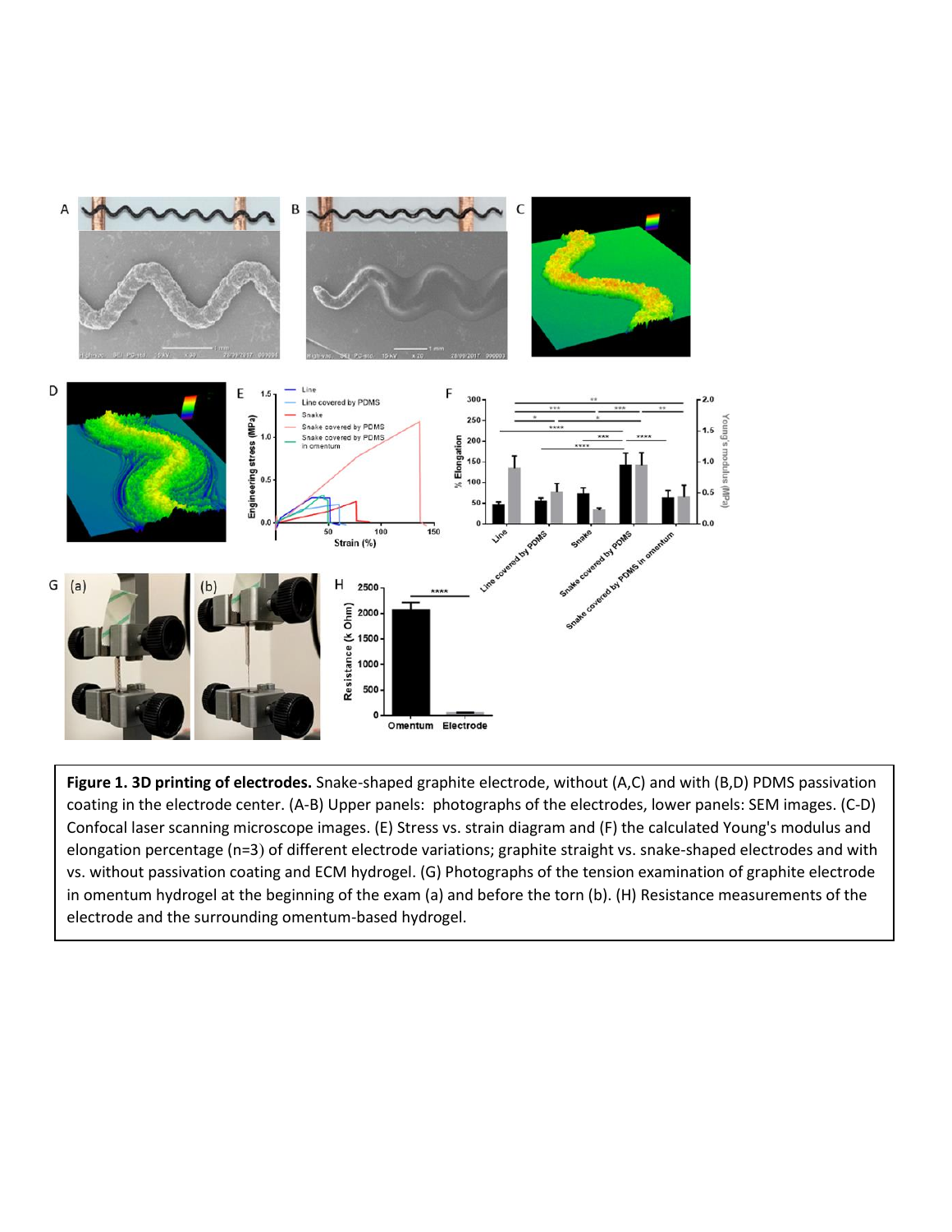**Figure 1. 3D printing of electrodes.** Snake-shaped graphite electrode, without (A,C) and with (B,D) PDMS passivation coating in the electrode center. (A-B) Upper panels: photographs of the electrodes, lower panels: SEM images. (C-D) Confocal laser scanning microscope images. (E) Stress vs. strain diagram and (F) the calculated Young's modulus and elongation percentage (n=3) of different electrode variations; graphite straight vs. snake-shaped electrodes and with vs. without passivation coating and ECM hydrogel. (G) Photographs of the tension examination of graphite electrode in omentum hydrogel at the beginning of the exam (a) and before the torn (b). (H) Resistance measurements of the electrode and the surrounding omentum-based hydrogel.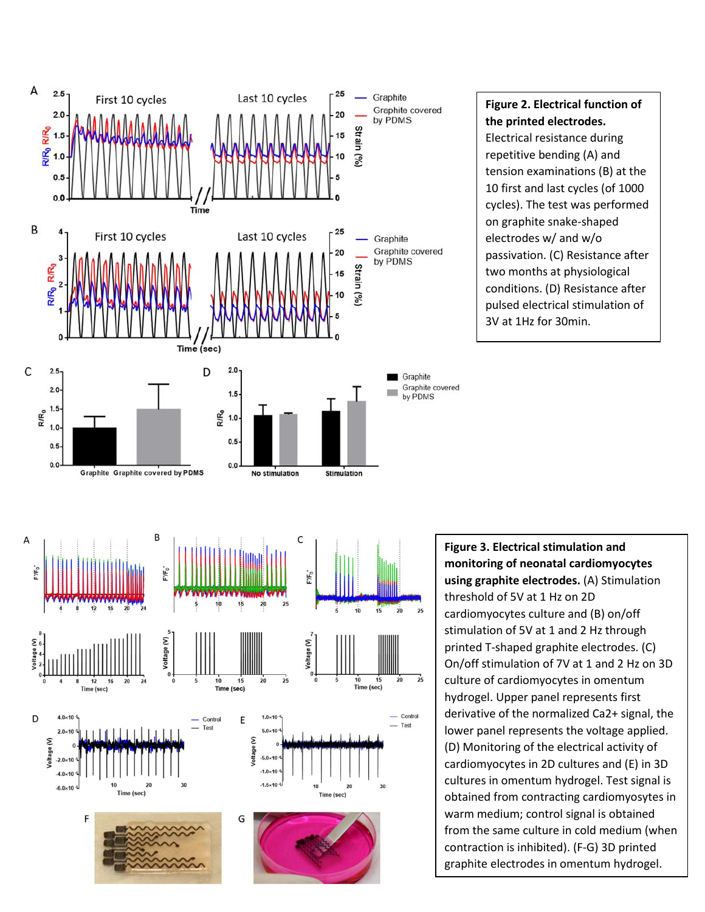A

First 10 cycles

Last 10 cycles

2.5
2.0
1.5
1.0
0.5
0.0

R/R0 R/R0

25
20
15
10
5
0

Strain (%)

Time

Graphite

Graphite covered by PDMS

B

First 10 cycles

Last 10 cycles

4
3
2
1
0

R/R0 R/R0

25
20
15
10
5
0

Strain (%)

Time (sec)

Graphite

Graphite covered by PDMS

C

2.5
2.0
1.5
1.0
0.5
0.0

R/R0

Graphite Graphite covered by PDMS

D

2.0
1.5
1.0
0.5
0.0

R/R0

No stimulation Stimulation

Graphite

Graphite covered by PDMS

**Figure 2. Electrical function of the printed electrodes.** Electrical resistance during repetitive bending (A) and tension examinations (B) at the 10 first and last cycles (of 1000 cycles). The test was performed on graphite snake-shaped electrodes w/ and w/o passivation. (C) Resistance after two months at physiological conditions. (D) Resistance after pulsed electrical stimulation of 3V at 1Hz for 30min.

A

F'/F0'

4 8 12 16 20 24

Voltage (V)

8
6
4
2
0

0 4 8 12 16 20 24

Time (sec)

B

F'/F0'

5 10 15 20 25

Voltage (V)

5

0

0 5 10 15 20 25

Time (sec)

C

F'/F0'

5 10 15 20 25

Voltage (V)

7

0

0 5 10 15 20 25

Time (sec)

D

4.0×10⁻⁵
2.0×10⁻⁵
0
-2.0×10⁻⁵
-4.0×10⁻⁵
-6.0×10⁻⁵

Voltage (V)

10 20 30

Time (sec)

Control

Test

E

1.0×10⁻⁴
5.0×10⁻⁵
0
-5.0×10⁻⁵
-1.0×10⁻⁴
-1.5×10⁻⁴

Voltage (V)

10 20 30

Time (sec)

Control

Test

F

G

**Figure 3. Electrical stimulation and monitoring of neonatal cardiomyocytes using graphite electrodes.** (A) Stimulation threshold of 5V at 1 Hz on 2D cardiomyocytes culture and (B) on/off stimulation of 5V at 1 and 2 Hz through printed T-shaped graphite electrodes. (C) On/off stimulation of 7V at 1 and 2 Hz on 3D culture of cardiomyocytes in omentum hydrogel. Upper panel represents first derivative of the normalized Ca2+ signal, the lower panel represents the voltage applied. (D) Monitoring of the electrical activity of cardiomyocytes in 2D cultures and (E) in 3D cultures in omentum hydrogel. Test signal is obtained from contracting cardiomyosytes in warm medium; control signal is obtained from the same culture in cold medium (when contraction is inhibited). (F-G) 3D printed graphite electrodes in omentum hydrogel.